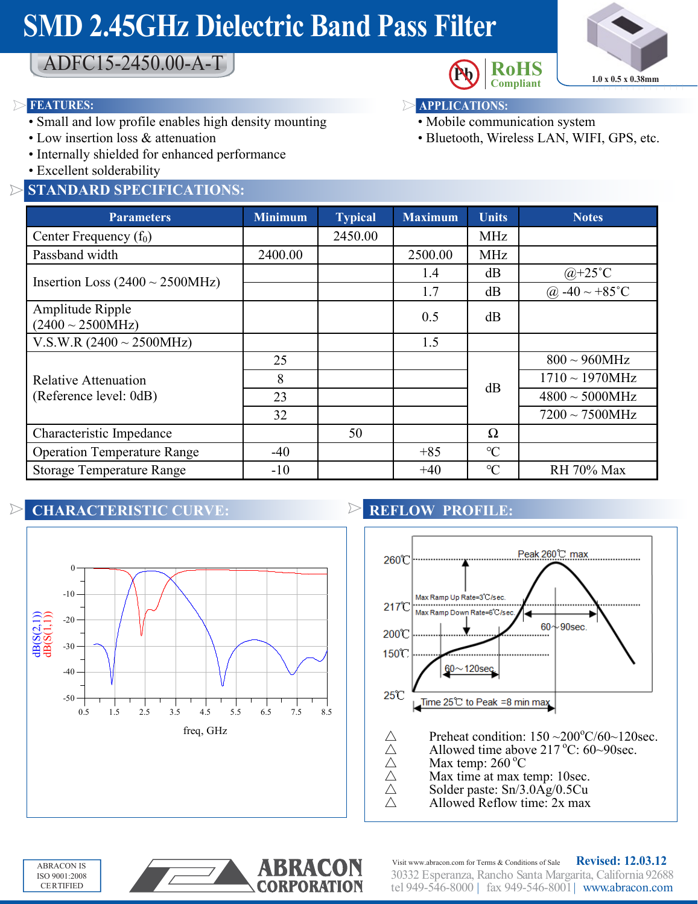# SMD 2.45GHz Dielectric Band Pass Filter

## ADFC15-2450.00-A-T

RoHS Compliant

1.0 x 0.5 x 0.38mm

### FEATURES:

- Small and low profile enables high density mounting
- Low insertion loss & attenuation
- Internally shielded for enhanced performance
- Excellent solderability

### APPLICATIONS:

- Mobile communication system
- Bluetooth, Wireless LAN, WIFI, GPS, etc.

## STANDARD SPECIFICATIONS:

| Parameters | Minimum | Typical | Maximum | Units | Notes |
|---|---|---|---|---|---|
| Center Frequency ($f_0$) | | 2450.00 | | MHz | |
| Passband width | 2400.00 | | 2500.00 | MHz | |
| Insertion Loss (2400 ~ 2500MHz) | | | 1.4 | dB | @+25˚C |
| | | | 1.7 | dB | @ -40 ~ +85˚C |
| Amplitude Ripple (2400 ~ 2500MHz) | | | 0.5 | dB | |
| V.S.W.R (2400 ~ 2500MHz) | | | 1.5 | | |
| Relative Attenuation (Reference level: 0dB) | 25 | | | dB | 800 ~ 960MHz |
| | 8 | | | dB | 1710 ~ 1970MHz |
| | 23 | | | dB | 4800 ~ 5000MHz |
| | 32 | | | dB | 7200 ~ 7500MHz |
| Characteristic Impedance | | 50 | | Ω | |
| Operation Temperature Range | -40 | | +85 | ℃ | |
| Storage Temperature Range | -10 | | +40 | ℃ | RH 70% Max |

## CHARACTERISTIC CURVE:

## REFLOW PROFILE:

△ Preheat condition: 150 ~200°C/60~120sec.
△ Allowed time above 217 °C: 60~90sec.
△ Max temp: 260 °C
△ Max time at max temp: 10sec.
△ Solder paste: Sn/3.0Ag/0.5Cu
△ Allowed Reflow time: 2x max

ABRACON IS ISO 9001:2008 CERTIFIED

ABRACON CORPORATION

Visit www.abracon.com for Terms & Conditions of Sale

Revised: 12.03.12

30332 Esperanza, Rancho Santa Margarita, California 92688
tel 949-546-8000 | fax 949-546-8001 | www.abracon.com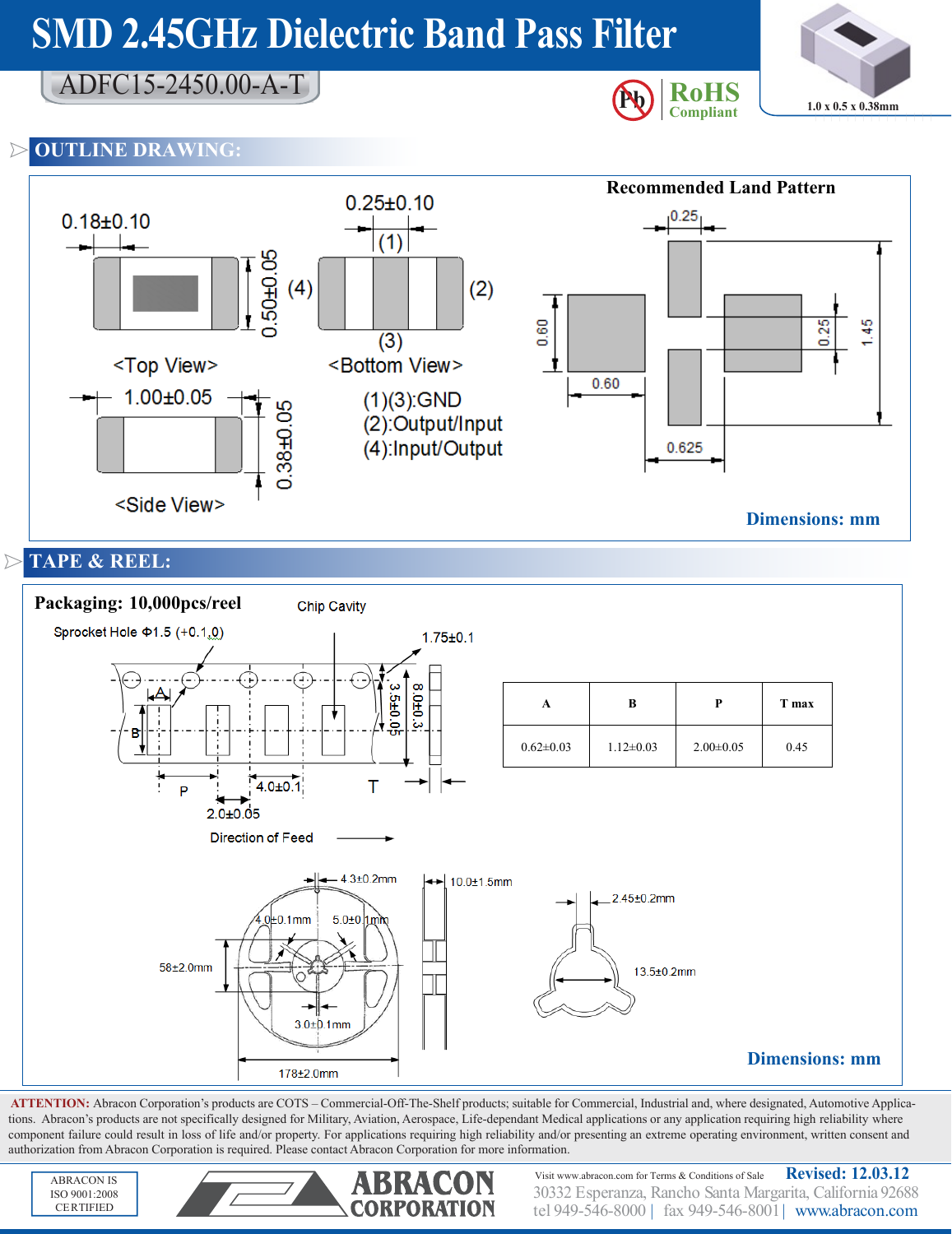# SMD 2.45GHz Dielectric Band Pass Filter

ADFC15-2450.00-A-T

RoHS Compliant

1.0 x 0.5 x 0.38mm

## OUTLINE DRAWING:

0.18±0.10

0.25±0.10

(1)

0.50±0.05

(4)

(2)

(3)

<Top View>

<Bottom View>

1.00±0.05

0.38±0.05

<Side View>

(1)(3):GND
(2):Output/Input
(4):Input/Output

**Recommended Land Pattern**

0.25

0.60

0.60

0.25

1.45

0.625

**Dimensions: mm**

## TAPE & REEL:

**Packaging: 10,000pcs/reel**

Chip Cavity

Sprocket Hole Φ1.5 (+0.1,0)

1.75±0.1

3.5±0.05

8.0±0.3

A

B

P

4.0±0.1

T

2.0±0.05

Direction of Feed

| A | B | P | T max |
|---|---|---|---|
| 0.62±0.03 | 1.12±0.03 | 2.00±0.05 | 0.45 |

4.3±0.2mm

10.0±1.5mm

2.45±0.2mm

4.0±0.1mm

5.0±0.1mm

58±2.0mm

13.5±0.2mm

3.0±0.1mm

178±2.0mm

**Dimensions: mm**

**ATTENTION:** Abracon Corporation's products are COTS – Commercial-Off-The-Shelf products; suitable for Commercial, Industrial and, where designated, Automotive Applications. Abracon's products are not specifically designed for Military, Aviation, Aerospace, Life-dependant Medical applications or any application requiring high reliability where component failure could result in loss of life and/or property. For applications requiring high reliability and/or presenting an extreme operating environment, written consent and authorization from Abracon Corporation is required. Please contact Abracon Corporation for more information.

ABRACON IS ISO 9001:2008 CERTIFIED

ABRACON CORPORATION

Visit www.abracon.com for Terms & Conditions of Sale

**Revised: 12.03.12**

30332 Esperanza, Rancho Santa Margarita, California 92688
tel 949-546-8000 | fax 949-546-8001 | www.abracon.com